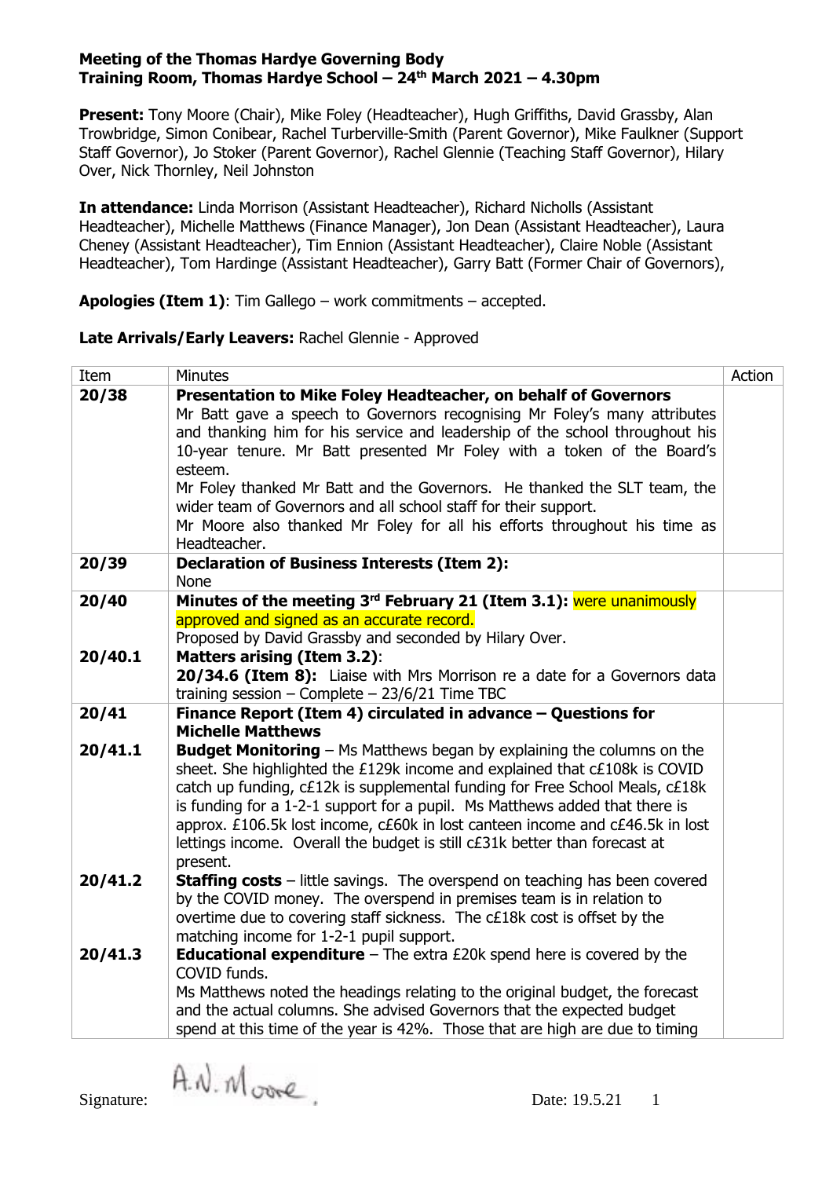**Meeting of the Thomas Hardye Governing Body**
**Training Room, Thomas Hardye School – 24th March 2021 – 4.30pm**

**Present:** Tony Moore (Chair), Mike Foley (Headteacher), Hugh Griffiths, David Grassby, Alan Trowbridge, Simon Conibear, Rachel Turberville-Smith (Parent Governor), Mike Faulkner (Support Staff Governor), Jo Stoker (Parent Governor), Rachel Glennie (Teaching Staff Governor), Hilary Over, Nick Thornley, Neil Johnston

**In attendance:** Linda Morrison (Assistant Headteacher), Richard Nicholls (Assistant Headteacher), Michelle Matthews (Finance Manager), Jon Dean (Assistant Headteacher), Laura Cheney (Assistant Headteacher), Tim Ennion (Assistant Headteacher), Claire Noble (Assistant Headteacher), Tom Hardinge (Assistant Headteacher), Garry Batt (Former Chair of Governors),

**Apologies (Item 1)**: Tim Gallego – work commitments – accepted.

**Late Arrivals/Early Leavers:** Rachel Glennie - Approved

| Item | Minutes | Action |
|---|---|---|
| **20/38** | **Presentation to Mike Foley Headteacher, on behalf of Governors**<br>Mr Batt gave a speech to Governors recognising Mr Foley's many attributes and thanking him for his service and leadership of the school throughout his 10-year tenure. Mr Batt presented Mr Foley with a token of the Board's esteem.<br>Mr Foley thanked Mr Batt and the Governors. He thanked the SLT team, the wider team of Governors and all school staff for their support.<br>Mr Moore also thanked Mr Foley for all his efforts throughout his time as Headteacher. | |
| **20/39** | **Declaration of Business Interests (Item 2):**<br>None | |
| **20/40** | **Minutes of the meeting 3rd February 21 (Item 3.1):** were unanimously approved and signed as an accurate record.<br>Proposed by David Grassby and seconded by Hilary Over. | |
| **20/40.1** | **Matters arising (Item 3.2)**:<br>**20/34.6 (Item 8):** Liaise with Mrs Morrison re a date for a Governors data training session – Complete – 23/6/21 Time TBC | |
| **20/41** | **Finance Report (Item 4) circulated in advance – Questions for Michelle Matthews** | |
| **20/41.1** | **Budget Monitoring** – Ms Matthews began by explaining the columns on the sheet. She highlighted the £129k income and explained that c£108k is COVID catch up funding, c£12k is supplemental funding for Free School Meals, c£18k is funding for a 1-2-1 support for a pupil. Ms Matthews added that there is approx. £106.5k lost income, c£60k in lost canteen income and c£46.5k in lost lettings income. Overall the budget is still c£31k better than forecast at present. | |
| **20/41.2** | **Staffing costs** – little savings. The overspend on teaching has been covered by the COVID money. The overspend in premises team is in relation to overtime due to covering staff sickness. The c£18k cost is offset by the matching income for 1-2-1 pupil support. | |
| **20/41.3** | **Educational expenditure** – The extra £20k spend here is covered by the COVID funds.<br>Ms Matthews noted the headings relating to the original budget, the forecast and the actual columns. She advised Governors that the expected budget spend at this time of the year is 42%. Those that are high are due to timing | |

Signature: A.N. Moore Date: 19.5.21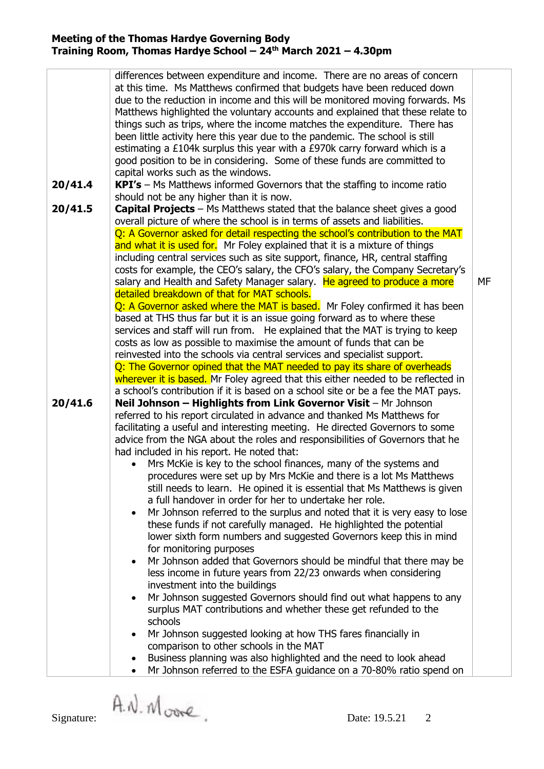**Meeting of the Thomas Hardye Governing Body**
**Training Room, Thomas Hardye School – 24th March 2021 – 4.30pm**

| | | |
|---|---|---|
| | differences between expenditure and income. There are no areas of concern at this time. Ms Matthews confirmed that budgets have been reduced down due to the reduction in income and this will be monitored moving forwards. Ms Matthews highlighted the voluntary accounts and explained that these relate to things such as trips, where the income matches the expenditure. There has been little activity here this year due to the pandemic. The school is still estimating a £104k surplus this year with a £970k carry forward which is a good position to be in considering. Some of these funds are committed to capital works such as the windows. | |
| **20/41.4** | **KPI's** – Ms Matthews informed Governors that the staffing to income ratio should not be any higher than it is now. | |
| **20/41.5** | **Capital Projects** – Ms Matthews stated that the balance sheet gives a good overall picture of where the school is in terms of assets and liabilities. Q: A Governor asked for detail respecting the school's contribution to the MAT and what it is used for. Mr Foley explained that it is a mixture of things including central services such as site support, finance, HR, central staffing costs for example, the CEO's salary, the CFO's salary, the Company Secretary's salary and Health and Safety Manager salary. He agreed to produce a more detailed breakdown of that for MAT schools. Q: A Governor asked where the MAT is based. Mr Foley confirmed it has been based at THS thus far but it is an issue going forward as to where these services and staff will run from. He explained that the MAT is trying to keep costs as low as possible to maximise the amount of funds that can be reinvested into the schools via central services and specialist support. Q: The Governor opined that the MAT needed to pay its share of overheads wherever it is based. Mr Foley agreed that this either needed to be reflected in a school's contribution if it is based on a school site or be a fee the MAT pays. | MF |
| **20/41.6** | **Neil Johnson – Highlights from Link Governor Visit** – Mr Johnson referred to his report circulated in advance and thanked Ms Matthews for facilitating a useful and interesting meeting. He directed Governors to some advice from the NGA about the roles and responsibilities of Governors that he had included in his report. He noted that:<br>• Mrs McKie is key to the school finances, many of the systems and procedures were set up by Mrs McKie and there is a lot Ms Matthews still needs to learn. He opined it is essential that Ms Matthews is given a full handover in order for her to undertake her role.<br>• Mr Johnson referred to the surplus and noted that it is very easy to lose these funds if not carefully managed. He highlighted the potential lower sixth form numbers and suggested Governors keep this in mind for monitoring purposes<br>• Mr Johnson added that Governors should be mindful that there may be less income in future years from 22/23 onwards when considering investment into the buildings<br>• Mr Johnson suggested Governors should find out what happens to any surplus MAT contributions and whether these get refunded to the schools<br>• Mr Johnson suggested looking at how THS fares financially in comparison to other schools in the MAT<br>• Business planning was also highlighted and the need to look ahead<br>• Mr Johnson referred to the ESFA guidance on a 70-80% ratio spend on | |

Signature: A.N. Moore Date: 19.5.21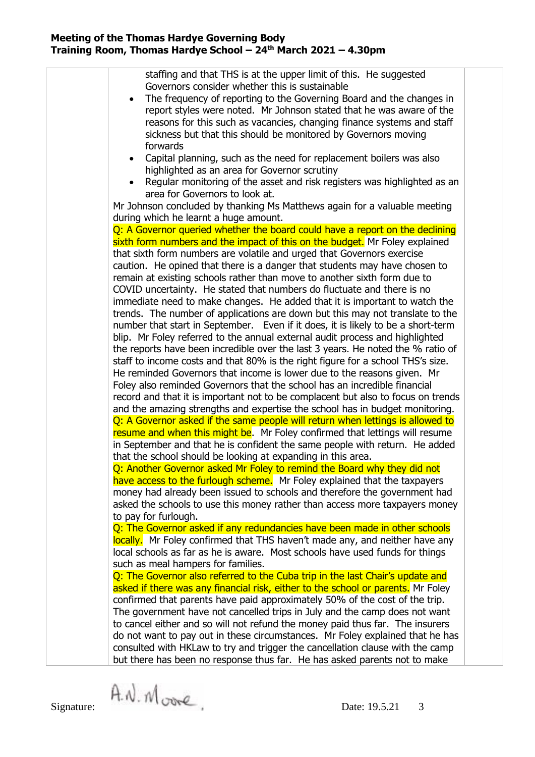staffing and that THS is at the upper limit of this. He suggested Governors consider whether this is sustainable

- The frequency of reporting to the Governing Board and the changes in report styles were noted. Mr Johnson stated that he was aware of the reasons for this such as vacancies, changing finance systems and staff sickness but that this should be monitored by Governors moving forwards
- Capital planning, such as the need for replacement boilers was also highlighted as an area for Governor scrutiny
- Regular monitoring of the asset and risk registers was highlighted as an area for Governors to look at.

Mr Johnson concluded by thanking Ms Matthews again for a valuable meeting during which he learnt a huge amount.

Q: A Governor queried whether the board could have a report on the declining sixth form numbers and the impact of this on the budget. Mr Foley explained that sixth form numbers are volatile and urged that Governors exercise caution. He opined that there is a danger that students may have chosen to remain at existing schools rather than move to another sixth form due to COVID uncertainty. He stated that numbers do fluctuate and there is no immediate need to make changes. He added that it is important to watch the trends. The number of applications are down but this may not translate to the number that start in September. Even if it does, it is likely to be a short-term blip. Mr Foley referred to the annual external audit process and highlighted the reports have been incredible over the last 3 years. He noted the % ratio of staff to income costs and that 80% is the right figure for a school THS's size. He reminded Governors that income is lower due to the reasons given. Mr Foley also reminded Governors that the school has an incredible financial record and that it is important not to be complacent but also to focus on trends and the amazing strengths and expertise the school has in budget monitoring.

Q: A Governor asked if the same people will return when lettings is allowed to resume and when this might be. Mr Foley confirmed that lettings will resume in September and that he is confident the same people with return. He added that the school should be looking at expanding in this area.

Q: Another Governor asked Mr Foley to remind the Board why they did not have access to the furlough scheme. Mr Foley explained that the taxpayers money had already been issued to schools and therefore the government had asked the schools to use this money rather than access more taxpayers money to pay for furlough.

Q: The Governor asked if any redundancies have been made in other schools locally. Mr Foley confirmed that THS haven't made any, and neither have any local schools as far as he is aware. Most schools have used funds for things such as meal hampers for families.

Q: The Governor also referred to the Cuba trip in the last Chair's update and asked if there was any financial risk, either to the school or parents. Mr Foley confirmed that parents have paid approximately 50% of the cost of the trip. The government have not cancelled trips in July and the camp does not want to cancel either and so will not refund the money paid thus far. The insurers do not want to pay out in these circumstances. Mr Foley explained that he has consulted with HKLaw to try and trigger the cancellation clause with the camp but there has been no response thus far. He has asked parents not to make

Signature: A.N. Moore Date: 19.5.21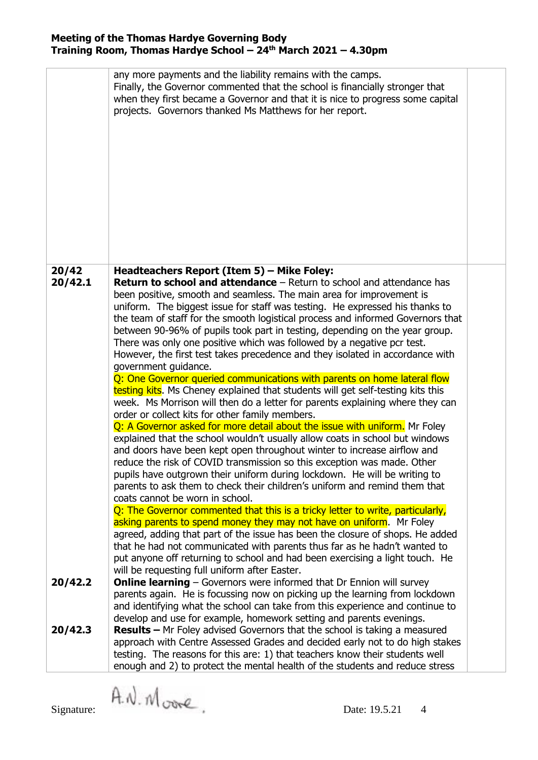| | | |
|---|---|---|
| | any more payments and the liability remains with the camps.<br>Finally, the Governor commented that the school is financially stronger that when they first became a Governor and that it is nice to progress some capital projects. Governors thanked Ms Matthews for her report. | |
| **20/42**<br>**20/42.1** | **Headteachers Report (Item 5) – Mike Foley:**<br>**Return to school and attendance** – Return to school and attendance has been positive, smooth and seamless. The main area for improvement is uniform. The biggest issue for staff was testing. He expressed his thanks to the team of staff for the smooth logistical process and informed Governors that between 90-96% of pupils took part in testing, depending on the year group. There was only one positive which was followed by a negative pcr test. However, the first test takes precedence and they isolated in accordance with government guidance.<br>Q: One Governor queried communications with parents on home lateral flow testing kits. Ms Cheney explained that students will get self-testing kits this week. Ms Morrison will then do a letter for parents explaining where they can order or collect kits for other family members.<br>Q: A Governor asked for more detail about the issue with uniform. Mr Foley explained that the school wouldn't usually allow coats in school but windows and doors have been kept open throughout winter to increase airflow and reduce the risk of COVID transmission so this exception was made. Other pupils have outgrown their uniform during lockdown. He will be writing to parents to ask them to check their children's uniform and remind them that coats cannot be worn in school.<br>Q: The Governor commented that this is a tricky letter to write, particularly, asking parents to spend money they may not have on uniform. Mr Foley agreed, adding that part of the issue has been the closure of shops. He added that he had not communicated with parents thus far as he hadn't wanted to put anyone off returning to school and had been exercising a light touch. He will be requesting full uniform after Easter. | |
| **20/42.2** | **Online learning** – Governors were informed that Dr Ennion will survey parents again. He is focussing now on picking up the learning from lockdown and identifying what the school can take from this experience and continue to develop and use for example, homework setting and parents evenings. | |
| **20/42.3** | **Results –** Mr Foley advised Governors that the school is taking a measured approach with Centre Assessed Grades and decided early not to do high stakes testing. The reasons for this are: 1) that teachers know their students well enough and 2) to protect the mental health of the students and reduce stress | |

Signature: A.N. Moore. Date: 19.5.21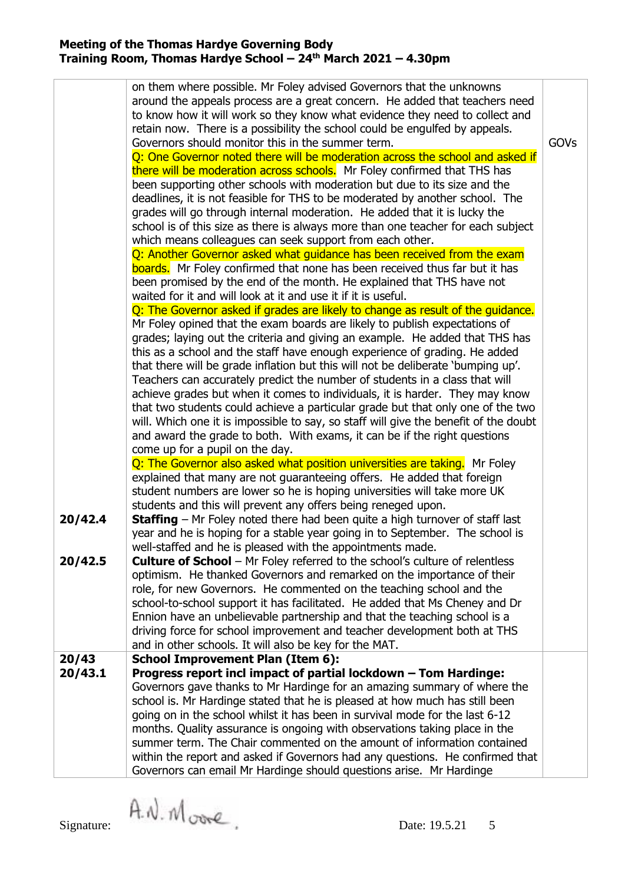| | | |
|---|---|---|
| | on them where possible. Mr Foley advised Governors that the unknowns around the appeals process are a great concern. He added that teachers need to know how it will work so they know what evidence they need to collect and retain now. There is a possibility the school could be engulfed by appeals. Governors should monitor this in the summer term. | GOVs |
| | Q: One Governor noted there will be moderation across the school and asked if there will be moderation across schools. Mr Foley confirmed that THS has been supporting other schools with moderation but due to its size and the deadlines, it is not feasible for THS to be moderated by another school. The grades will go through internal moderation. He added that it is lucky the school is of this size as there is always more than one teacher for each subject which means colleagues can seek support from each other. | |
| | Q: Another Governor asked what guidance has been received from the exam boards. Mr Foley confirmed that none has been received thus far but it has been promised by the end of the month. He explained that THS have not waited for it and will look at it and use it if it is useful. | |
| | Q: The Governor asked if grades are likely to change as result of the guidance. Mr Foley opined that the exam boards are likely to publish expectations of grades; laying out the criteria and giving an example. He added that THS has this as a school and the staff have enough experience of grading. He added that there will be grade inflation but this will not be deliberate 'bumping up'. Teachers can accurately predict the number of students in a class that will achieve grades but when it comes to individuals, it is harder. They may know that two students could achieve a particular grade but that only one of the two will. Which one it is impossible to say, so staff will give the benefit of the doubt and award the grade to both. With exams, it can be if the right questions come up for a pupil on the day. | |
| | Q: The Governor also asked what position universities are taking. Mr Foley explained that many are not guaranteeing offers. He added that foreign student numbers are lower so he is hoping universities will take more UK students and this will prevent any offers being reneged upon. | |
| **20/42.4** | **Staffing** – Mr Foley noted there had been quite a high turnover of staff last year and he is hoping for a stable year going in to September. The school is well-staffed and he is pleased with the appointments made. | |
| **20/42.5** | **Culture of School** – Mr Foley referred to the school's culture of relentless optimism. He thanked Governors and remarked on the importance of their role, for new Governors. He commented on the teaching school and the school-to-school support it has facilitated. He added that Ms Cheney and Dr Ennion have an unbelievable partnership and that the teaching school is a driving force for school improvement and teacher development both at THS and in other schools. It will also be key for the MAT. | |
| **20/43**<br>**20/43.1** | **School Improvement Plan (Item 6):**<br>**Progress report incl impact of partial lockdown – Tom Hardinge:**<br>Governors gave thanks to Mr Hardinge for an amazing summary of where the school is. Mr Hardinge stated that he is pleased at how much has still been going on in the school whilst it has been in survival mode for the last 6-12 months. Quality assurance is ongoing with observations taking place in the summer term. The Chair commented on the amount of information contained within the report and asked if Governors had any questions. He confirmed that Governors can email Mr Hardinge should questions arise. Mr Hardinge | |

Signature: A.N. Moore    Date: 19.5.21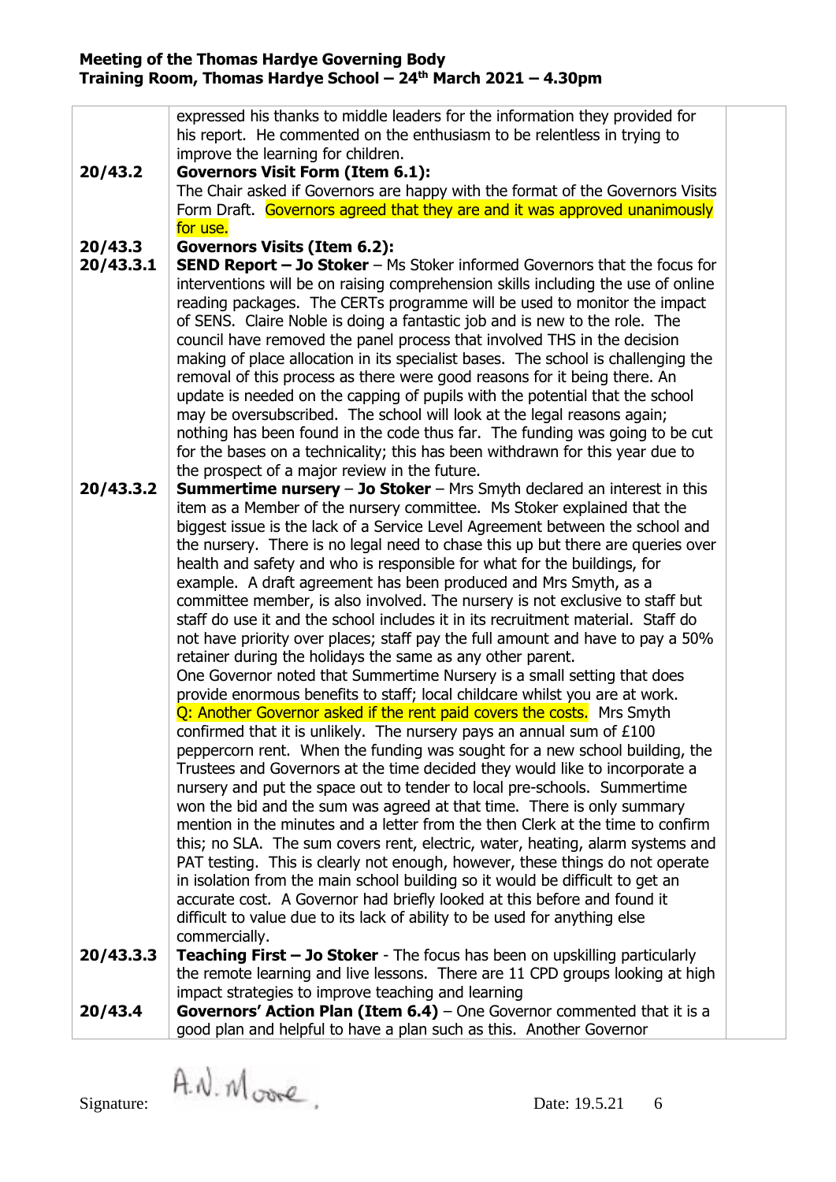| | | |
|---|---|---|
| | expressed his thanks to middle leaders for the information they provided for his report. He commented on the enthusiasm to be relentless in trying to improve the learning for children. | |
| **20/43.2** | **Governors Visit Form (Item 6.1):** The Chair asked if Governors are happy with the format of the Governors Visits Form Draft. Governors agreed that they are and it was approved unanimously for use. | |
| **20/43.3** | **Governors Visits (Item 6.2):** | |
| **20/43.3.1** | **SEND Report – Jo Stoker** – Ms Stoker informed Governors that the focus for interventions will be on raising comprehension skills including the use of online reading packages. The CERTs programme will be used to monitor the impact of SENS. Claire Noble is doing a fantastic job and is new to the role. The council have removed the panel process that involved THS in the decision making of place allocation in its specialist bases. The school is challenging the removal of this process as there were good reasons for it being there. An update is needed on the capping of pupils with the potential that the school may be oversubscribed. The school will look at the legal reasons again; nothing has been found in the code thus far. The funding was going to be cut for the bases on a technicality; this has been withdrawn for this year due to the prospect of a major review in the future. | |
| **20/43.3.2** | **Summertime nursery – Jo Stoker** – Mrs Smyth declared an interest in this item as a Member of the nursery committee. Ms Stoker explained that the biggest issue is the lack of a Service Level Agreement between the school and the nursery. There is no legal need to chase this up but there are queries over health and safety and who is responsible for what for the buildings, for example. A draft agreement has been produced and Mrs Smyth, as a committee member, is also involved. The nursery is not exclusive to staff but staff do use it and the school includes it in its recruitment material. Staff do not have priority over places; staff pay the full amount and have to pay a 50% retainer during the holidays the same as any other parent.<br>One Governor noted that Summertime Nursery is a small setting that does provide enormous benefits to staff; local childcare whilst you are at work.<br>Q: Another Governor asked if the rent paid covers the costs. Mrs Smyth confirmed that it is unlikely. The nursery pays an annual sum of £100 peppercorn rent. When the funding was sought for a new school building, the Trustees and Governors at the time decided they would like to incorporate a nursery and put the space out to tender to local pre-schools. Summertime won the bid and the sum was agreed at that time. There is only summary mention in the minutes and a letter from the then Clerk at the time to confirm this; no SLA. The sum covers rent, electric, water, heating, alarm systems and PAT testing. This is clearly not enough, however, these things do not operate in isolation from the main school building so it would be difficult to get an accurate cost. A Governor had briefly looked at this before and found it difficult to value due to its lack of ability to be used for anything else commercially. | |
| **20/43.3.3** | **Teaching First – Jo Stoker** - The focus has been on upskilling particularly the remote learning and live lessons. There are 11 CPD groups looking at high impact strategies to improve teaching and learning | |
| **20/43.4** | **Governors' Action Plan (Item 6.4)** – One Governor commented that it is a good plan and helpful to have a plan such as this. Another Governor | |

Signature: A.N. Moore Date: 19.5.21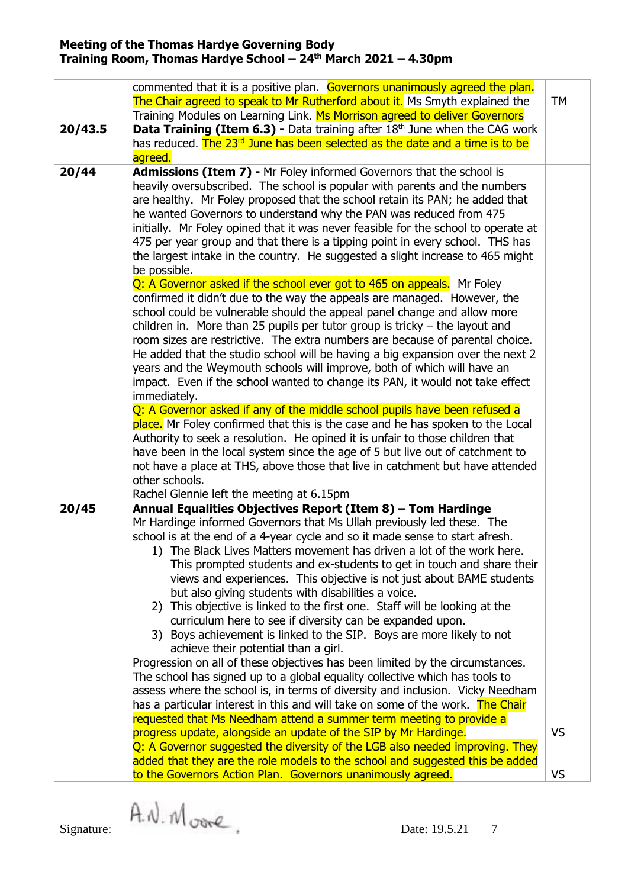**Meeting of the Thomas Hardye Governing Body**
**Training Room, Thomas Hardye School – 24th March 2021 – 4.30pm**

| | | |
|---|---|---|
| 20/43.5 | commented that it is a positive plan. Governors unanimously agreed the plan. The Chair agreed to speak to Mr Rutherford about it. Ms Smyth explained the Training Modules on Learning Link. Ms Morrison agreed to deliver Governors **Data Training (Item 6.3) -** Data training after 18th June when the CAG work has reduced. The 23rd June has been selected as the date and a time is to be agreed. | TM |
| **20/44** | **Admissions (Item 7) -** Mr Foley informed Governors that the school is heavily oversubscribed. The school is popular with parents and the numbers are healthy. Mr Foley proposed that the school retain its PAN; he added that he wanted Governors to understand why the PAN was reduced from 475 initially. Mr Foley opined that it was never feasible for the school to operate at 475 per year group and that there is a tipping point in every school. THS has the largest intake in the country. He suggested a slight increase to 465 might be possible.<br>Q: A Governor asked if the school ever got to 465 on appeals. Mr Foley confirmed it didn't due to the way the appeals are managed. However, the school could be vulnerable should the appeal panel change and allow more children in. More than 25 pupils per tutor group is tricky – the layout and room sizes are restrictive. The extra numbers are because of parental choice. He added that the studio school will be having a big expansion over the next 2 years and the Weymouth schools will improve, both of which will have an impact. Even if the school wanted to change its PAN, it would not take effect immediately.<br>Q: A Governor asked if any of the middle school pupils have been refused a place. Mr Foley confirmed that this is the case and he has spoken to the Local Authority to seek a resolution. He opined it is unfair to those children that have been in the local system since the age of 5 but live out of catchment to not have a place at THS, above those that live in catchment but have attended other schools.<br>Rachel Glennie left the meeting at 6.15pm | |
| **20/45** | **Annual Equalities Objectives Report (Item 8) – Tom Hardinge**<br>Mr Hardinge informed Governors that Ms Ullah previously led these. The school is at the end of a 4-year cycle and so it made sense to start afresh.<br>1) The Black Lives Matters movement has driven a lot of the work here. This prompted students and ex-students to get in touch and share their views and experiences. This objective is not just about BAME students but also giving students with disabilities a voice.<br>2) This objective is linked to the first one. Staff will be looking at the curriculum here to see if diversity can be expanded upon.<br>3) Boys achievement is linked to the SIP. Boys are more likely to not achieve their potential than a girl.<br>Progression on all of these objectives has been limited by the circumstances. The school has signed up to a global equality collective which has tools to assess where the school is, in terms of diversity and inclusion. Vicky Needham has a particular interest in this and will take on some of the work. The Chair requested that Ms Needham attend a summer term meeting to provide a progress update, alongside an update of the SIP by Mr Hardinge.<br>Q: A Governor suggested the diversity of the LGB also needed improving. They added that they are the role models to the school and suggested this be added to the Governors Action Plan. Governors unanimously agreed. | VS<br><br>VS |

Signature: A.N. Moore

Date: 19.5.21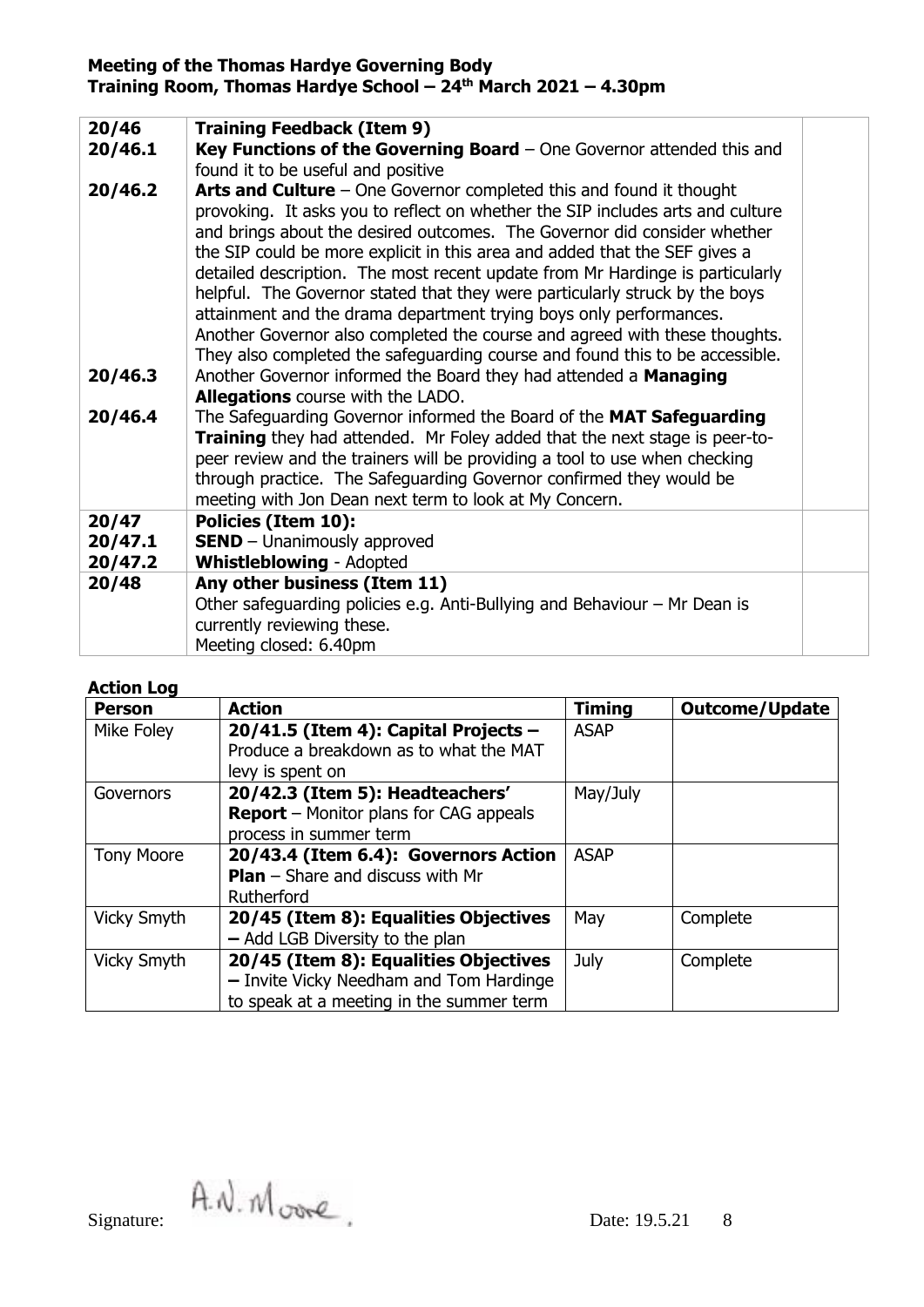**Meeting of the Thomas Hardye Governing Body**
**Training Room, Thomas Hardye School – 24th March 2021 – 4.30pm**

| | | |
|---|---|---|
| 20/46<br>20/46.1<br><br>20/46.2<br><br><br><br><br><br><br><br><br>20/46.3<br><br>20/46.4 | **Training Feedback (Item 9)**<br>**Key Functions of the Governing Board** – One Governor attended this and found it to be useful and positive<br>**Arts and Culture** – One Governor completed this and found it thought provoking. It asks you to reflect on whether the SIP includes arts and culture and brings about the desired outcomes. The Governor did consider whether the SIP could be more explicit in this area and added that the SEF gives a detailed description. The most recent update from Mr Hardinge is particularly helpful. The Governor stated that they were particularly struck by the boys attainment and the drama department trying boys only performances. Another Governor also completed the course and agreed with these thoughts. They also completed the safeguarding course and found this to be accessible.<br>Another Governor informed the Board they had attended a **Managing Allegations** course with the LADO.<br>The Safeguarding Governor informed the Board of the **MAT Safeguarding Training** they had attended. Mr Foley added that the next stage is peer-to-peer review and the trainers will be providing a tool to use when checking through practice. The Safeguarding Governor confirmed they would be meeting with Jon Dean next term to look at My Concern. | |
| 20/47<br>20/47.1<br>20/47.2 | **Policies (Item 10):**<br>**SEND** – Unanimously approved<br>**Whistleblowing** - Adopted | |
| 20/48 | **Any other business (Item 11)**<br>Other safeguarding policies e.g. Anti-Bullying and Behaviour – Mr Dean is currently reviewing these.<br>Meeting closed: 6.40pm | |

**Action Log**

| Person | Action | Timing | Outcome/Update |
|---|---|---|---|
| Mike Foley | **20/41.5 (Item 4): Capital Projects –** Produce a breakdown as to what the MAT levy is spent on | ASAP | |
| Governors | **20/42.3 (Item 5): Headteachers' Report** – Monitor plans for CAG appeals process in summer term | May/July | |
| Tony Moore | **20/43.4 (Item 6.4): Governors Action Plan** – Share and discuss with Mr Rutherford | ASAP | |
| Vicky Smyth | **20/45 (Item 8): Equalities Objectives –** Add LGB Diversity to the plan | May | Complete |
| Vicky Smyth | **20/45 (Item 8): Equalities Objectives –** Invite Vicky Needham and Tom Hardinge to speak at a meeting in the summer term | July | Complete |

Signature: A.N. Moore. Date: 19.5.21